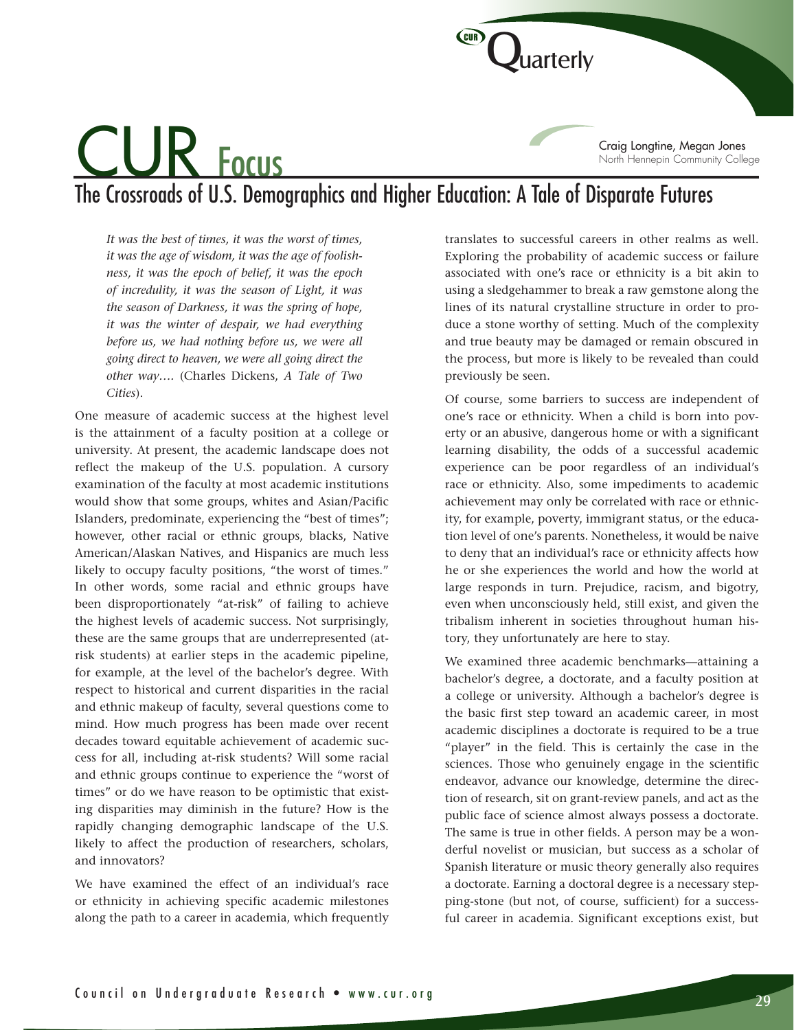# CUR Focus

Craig Longtine, Megan Jones
North Hennepin Community College

## The Crossroads of U.S. Demographics and Higher Education: A Tale of Disparate Futures

> *It was the best of times, it was the worst of times, it was the age of wisdom, it was the age of foolishness, it was the epoch of belief, it was the epoch of incredulity, it was the season of Light, it was the season of Darkness, it was the spring of hope, it was the winter of despair, we had everything before us, we had nothing before us, we were all going direct to heaven, we were all going direct the other way….* (Charles Dickens, *A Tale of Two Cities*).

One measure of academic success at the highest level is the attainment of a faculty position at a college or university. At present, the academic landscape does not reflect the makeup of the U.S. population. A cursory examination of the faculty at most academic institutions would show that some groups, whites and Asian/Pacific Islanders, predominate, experiencing the "best of times"; however, other racial or ethnic groups, blacks, Native American/Alaskan Natives, and Hispanics are much less likely to occupy faculty positions, "the worst of times." In other words, some racial and ethnic groups have been disproportionately "at-risk" of failing to achieve the highest levels of academic success. Not surprisingly, these are the same groups that are underrepresented (at-risk students) at earlier steps in the academic pipeline, for example, at the level of the bachelor's degree. With respect to historical and current disparities in the racial and ethnic makeup of faculty, several questions come to mind. How much progress has been made over recent decades toward equitable achievement of academic success for all, including at-risk students? Will some racial and ethnic groups continue to experience the "worst of times" or do we have reason to be optimistic that existing disparities may diminish in the future? How is the rapidly changing demographic landscape of the U.S. likely to affect the production of researchers, scholars, and innovators?

We have examined the effect of an individual's race or ethnicity in achieving specific academic milestones along the path to a career in academia, which frequently translates to successful careers in other realms as well. Exploring the probability of academic success or failure associated with one's race or ethnicity is a bit akin to using a sledgehammer to break a raw gemstone along the lines of its natural crystalline structure in order to produce a stone worthy of setting. Much of the complexity and true beauty may be damaged or remain obscured in the process, but more is likely to be revealed than could previously be seen.

Of course, some barriers to success are independent of one's race or ethnicity. When a child is born into poverty or an abusive, dangerous home or with a significant learning disability, the odds of a successful academic experience can be poor regardless of an individual's race or ethnicity. Also, some impediments to academic achievement may only be correlated with race or ethnicity, for example, poverty, immigrant status, or the education level of one's parents. Nonetheless, it would be naive to deny that an individual's race or ethnicity affects how he or she experiences the world and how the world at large responds in turn. Prejudice, racism, and bigotry, even when unconsciously held, still exist, and given the tribalism inherent in societies throughout human history, they unfortunately are here to stay.

We examined three academic benchmarks—attaining a bachelor's degree, a doctorate, and a faculty position at a college or university. Although a bachelor's degree is the basic first step toward an academic career, in most academic disciplines a doctorate is required to be a true "player" in the field. This is certainly the case in the sciences. Those who genuinely engage in the scientific endeavor, advance our knowledge, determine the direction of research, sit on grant-review panels, and act as the public face of science almost always possess a doctorate. The same is true in other fields. A person may be a wonderful novelist or musician, but success as a scholar of Spanish literature or music theory generally also requires a doctorate. Earning a doctoral degree is a necessary stepping-stone (but not, of course, sufficient) for a successful career in academia. Significant exceptions exist, but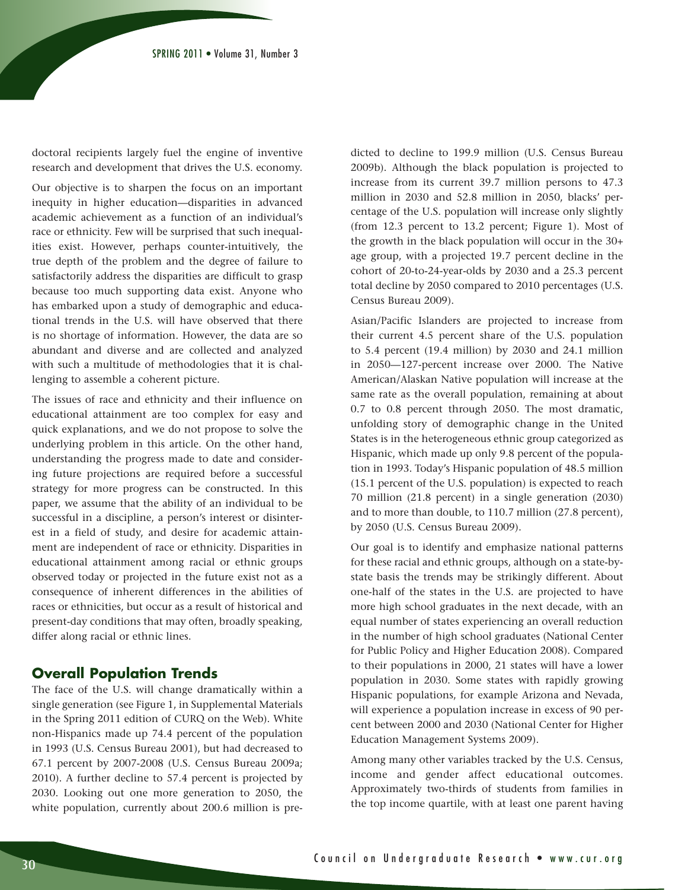doctoral recipients largely fuel the engine of inventive research and development that drives the U.S. economy.

Our objective is to sharpen the focus on an important inequity in higher education—disparities in advanced academic achievement as a function of an individual's race or ethnicity. Few will be surprised that such inequalities exist. However, perhaps counter-intuitively, the true depth of the problem and the degree of failure to satisfactorily address the disparities are difficult to grasp because too much supporting data exist. Anyone who has embarked upon a study of demographic and educational trends in the U.S. will have observed that there is no shortage of information. However, the data are so abundant and diverse and are collected and analyzed with such a multitude of methodologies that it is challenging to assemble a coherent picture.

The issues of race and ethnicity and their influence on educational attainment are too complex for easy and quick explanations, and we do not propose to solve the underlying problem in this article. On the other hand, understanding the progress made to date and considering future projections are required before a successful strategy for more progress can be constructed. In this paper, we assume that the ability of an individual to be successful in a discipline, a person's interest or disinterest in a field of study, and desire for academic attainment are independent of race or ethnicity. Disparities in educational attainment among racial or ethnic groups observed today or projected in the future exist not as a consequence of inherent differences in the abilities of races or ethnicities, but occur as a result of historical and present-day conditions that may often, broadly speaking, differ along racial or ethnic lines.

## Overall Population Trends

The face of the U.S. will change dramatically within a single generation (see Figure 1, in Supplemental Materials in the Spring 2011 edition of CURQ on the Web). White non-Hispanics made up 74.4 percent of the population in 1993 (U.S. Census Bureau 2001), but had decreased to 67.1 percent by 2007-2008 (U.S. Census Bureau 2009a; 2010). A further decline to 57.4 percent is projected by 2030. Looking out one more generation to 2050, the white population, currently about 200.6 million is predicted to decline to 199.9 million (U.S. Census Bureau 2009b). Although the black population is projected to increase from its current 39.7 million persons to 47.3 million in 2030 and 52.8 million in 2050, blacks' percentage of the U.S. population will increase only slightly (from 12.3 percent to 13.2 percent; Figure 1). Most of the growth in the black population will occur in the 30+ age group, with a projected 19.7 percent decline in the cohort of 20-to-24-year-olds by 2030 and a 25.3 percent total decline by 2050 compared to 2010 percentages (U.S. Census Bureau 2009).

Asian/Pacific Islanders are projected to increase from their current 4.5 percent share of the U.S. population to 5.4 percent (19.4 million) by 2030 and 24.1 million in 2050—127-percent increase over 2000. The Native American/Alaskan Native population will increase at the same rate as the overall population, remaining at about 0.7 to 0.8 percent through 2050. The most dramatic, unfolding story of demographic change in the United States is in the heterogeneous ethnic group categorized as Hispanic, which made up only 9.8 percent of the population in 1993. Today's Hispanic population of 48.5 million (15.1 percent of the U.S. population) is expected to reach 70 million (21.8 percent) in a single generation (2030) and to more than double, to 110.7 million (27.8 percent), by 2050 (U.S. Census Bureau 2009).

Our goal is to identify and emphasize national patterns for these racial and ethnic groups, although on a state-by-state basis the trends may be strikingly different. About one-half of the states in the U.S. are projected to have more high school graduates in the next decade, with an equal number of states experiencing an overall reduction in the number of high school graduates (National Center for Public Policy and Higher Education 2008). Compared to their populations in 2000, 21 states will have a lower population in 2030. Some states with rapidly growing Hispanic populations, for example Arizona and Nevada, will experience a population increase in excess of 90 percent between 2000 and 2030 (National Center for Higher Education Management Systems 2009).

Among many other variables tracked by the U.S. Census, income and gender affect educational outcomes. Approximately two-thirds of students from families in the top income quartile, with at least one parent having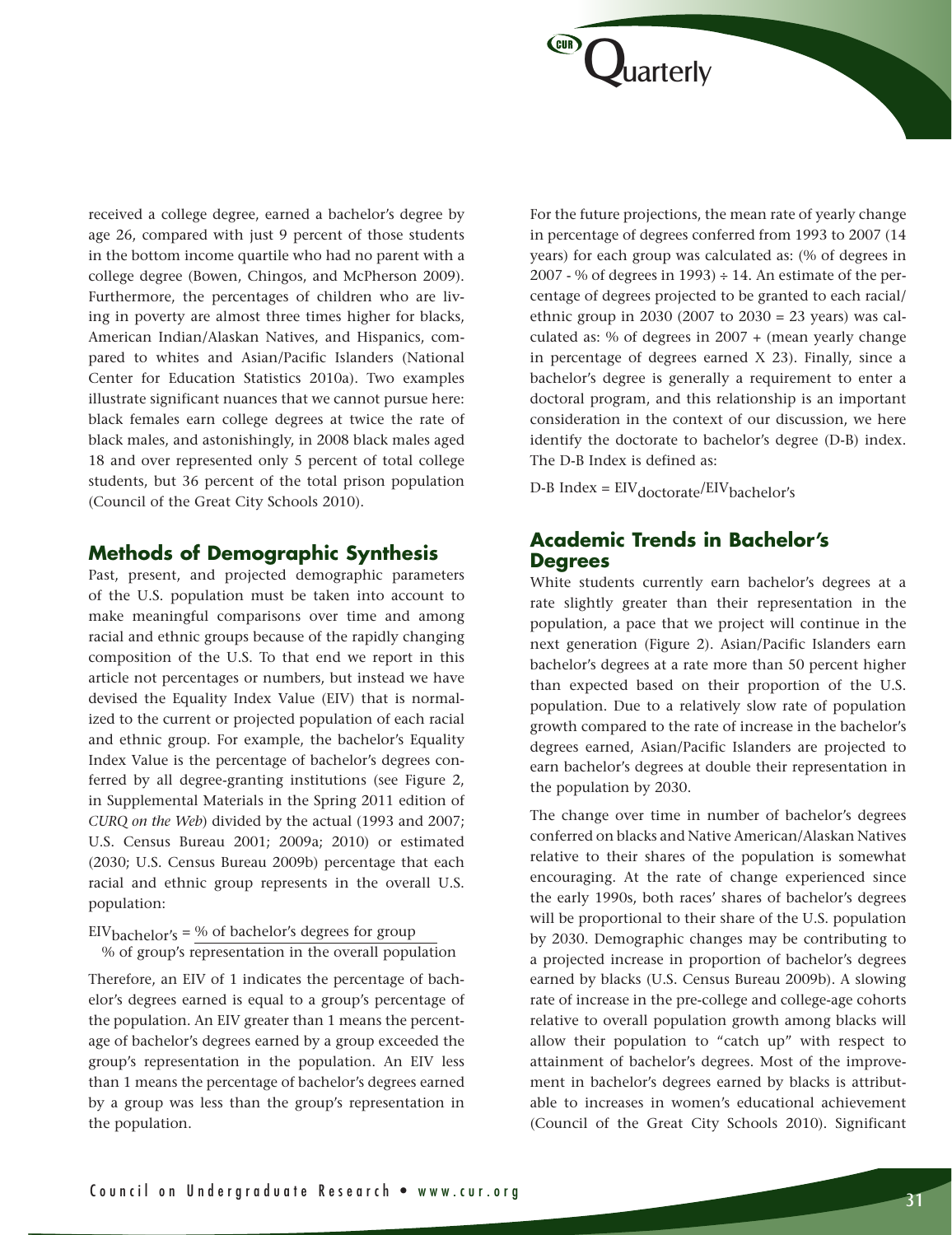received a college degree, earned a bachelor's degree by age 26, compared with just 9 percent of those students in the bottom income quartile who had no parent with a college degree (Bowen, Chingos, and McPherson 2009). Furthermore, the percentages of children who are living in poverty are almost three times higher for blacks, American Indian/Alaskan Natives, and Hispanics, compared to whites and Asian/Pacific Islanders (National Center for Education Statistics 2010a). Two examples illustrate significant nuances that we cannot pursue here: black females earn college degrees at twice the rate of black males, and astonishingly, in 2008 black males aged 18 and over represented only 5 percent of total college students, but 36 percent of the total prison population (Council of the Great City Schools 2010).

## Methods of Demographic Synthesis

Past, present, and projected demographic parameters of the U.S. population must be taken into account to make meaningful comparisons over time and among racial and ethnic groups because of the rapidly changing composition of the U.S. To that end we report in this article not percentages or numbers, but instead we have devised the Equality Index Value (EIV) that is normalized to the current or projected population of each racial and ethnic group. For example, the bachelor's Equality Index Value is the percentage of bachelor's degrees conferred by all degree-granting institutions (see Figure 2, in Supplemental Materials in the Spring 2011 edition of *CURQ on the Web*) divided by the actual (1993 and 2007; U.S. Census Bureau 2001; 2009a; 2010) or estimated (2030; U.S. Census Bureau 2009b) percentage that each racial and ethnic group represents in the overall U.S. population:

$$EIV_{bachelor's} = \frac{\text{\% of bachelor's degrees for group}}{\text{\% of group's representation in the overall population}}$$

Therefore, an EIV of 1 indicates the percentage of bachelor's degrees earned is equal to a group's percentage of the population. An EIV greater than 1 means the percentage of bachelor's degrees earned by a group exceeded the group's representation in the population. An EIV less than 1 means the percentage of bachelor's degrees earned by a group was less than the group's representation in the population.

For the future projections, the mean rate of yearly change in percentage of degrees conferred from 1993 to 2007 (14 years) for each group was calculated as: (% of degrees in 2007 - % of degrees in 1993) ÷ 14. An estimate of the percentage of degrees projected to be granted to each racial/ethnic group in 2030 (2007 to 2030 = 23 years) was calculated as: % of degrees in 2007 + (mean yearly change in percentage of degrees earned X 23). Finally, since a bachelor's degree is generally a requirement to enter a doctoral program, and this relationship is an important consideration in the context of our discussion, we here identify the doctorate to bachelor's degree (D-B) index. The D-B Index is defined as:

$$\text{D-B Index} = EIV_{doctorate}/EIV_{bachelor's}$$

## Academic Trends in Bachelor's Degrees

White students currently earn bachelor's degrees at a rate slightly greater than their representation in the population, a pace that we project will continue in the next generation (Figure 2). Asian/Pacific Islanders earn bachelor's degrees at a rate more than 50 percent higher than expected based on their proportion of the U.S. population. Due to a relatively slow rate of population growth compared to the rate of increase in the bachelor's degrees earned, Asian/Pacific Islanders are projected to earn bachelor's degrees at double their representation in the population by 2030.

The change over time in number of bachelor's degrees conferred on blacks and Native American/Alaskan Natives relative to their shares of the population is somewhat encouraging. At the rate of change experienced since the early 1990s, both races' shares of bachelor's degrees will be proportional to their share of the U.S. population by 2030. Demographic changes may be contributing to a projected increase in proportion of bachelor's degrees earned by blacks (U.S. Census Bureau 2009b). A slowing rate of increase in the pre-college and college-age cohorts relative to overall population growth among blacks will allow their population to "catch up" with respect to attainment of bachelor's degrees. Most of the improvement in bachelor's degrees earned by blacks is attributable to increases in women's educational achievement (Council of the Great City Schools 2010). Significant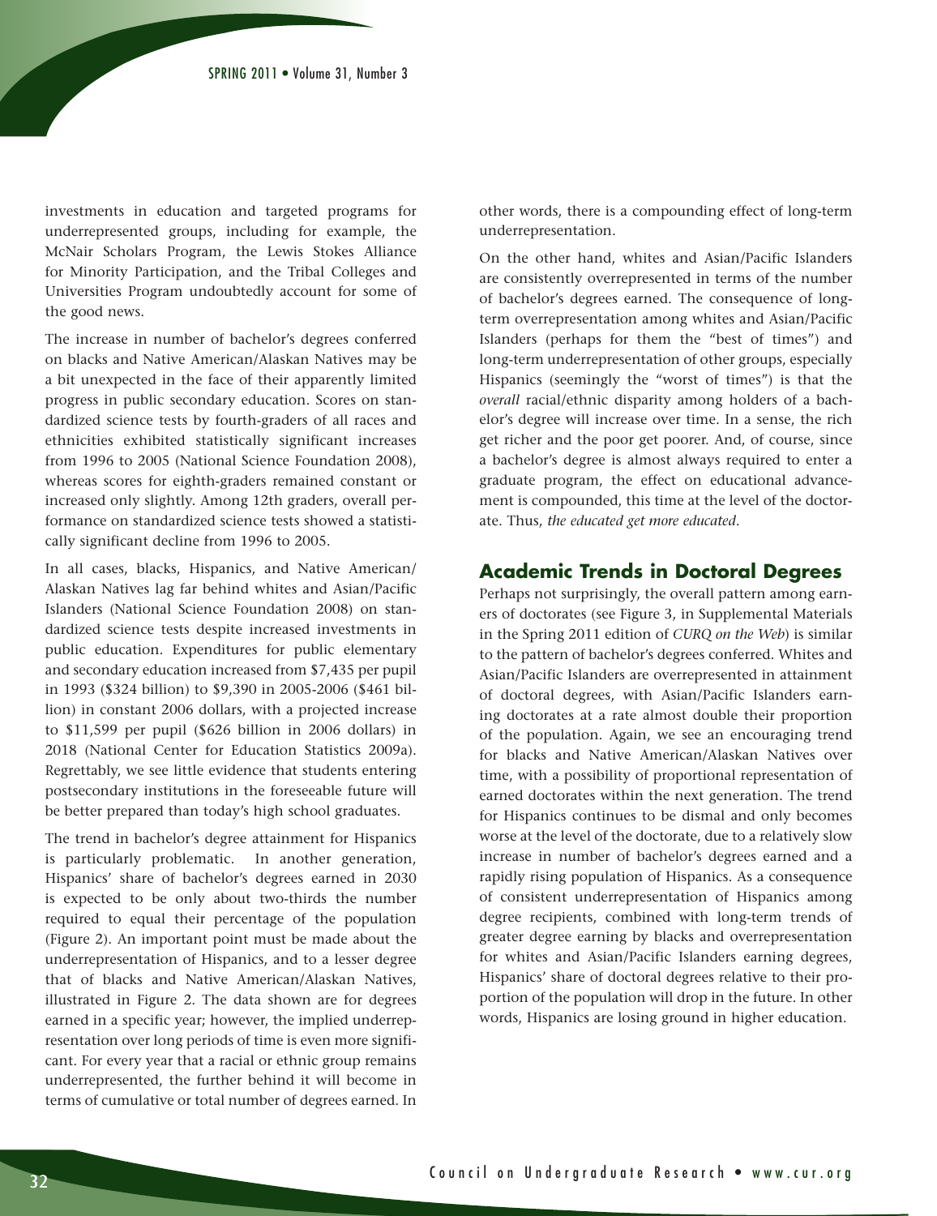investments in education and targeted programs for underrepresented groups, including for example, the McNair Scholars Program, the Lewis Stokes Alliance for Minority Participation, and the Tribal Colleges and Universities Program undoubtedly account for some of the good news.

The increase in number of bachelor's degrees conferred on blacks and Native American/Alaskan Natives may be a bit unexpected in the face of their apparently limited progress in public secondary education. Scores on standardized science tests by fourth-graders of all races and ethnicities exhibited statistically significant increases from 1996 to 2005 (National Science Foundation 2008), whereas scores for eighth-graders remained constant or increased only slightly. Among 12th graders, overall performance on standardized science tests showed a statistically significant decline from 1996 to 2005.

In all cases, blacks, Hispanics, and Native American/Alaskan Natives lag far behind whites and Asian/Pacific Islanders (National Science Foundation 2008) on standardized science tests despite increased investments in public education. Expenditures for public elementary and secondary education increased from $7,435 per pupil in 1993 ($324 billion) to $9,390 in 2005-2006 ($461 billion) in constant 2006 dollars, with a projected increase to $11,599 per pupil ($626 billion in 2006 dollars) in 2018 (National Center for Education Statistics 2009a). Regrettably, we see little evidence that students entering postsecondary institutions in the foreseeable future will be better prepared than today's high school graduates.

The trend in bachelor's degree attainment for Hispanics is particularly problematic. In another generation, Hispanics' share of bachelor's degrees earned in 2030 is expected to be only about two-thirds the number required to equal their percentage of the population (Figure 2). An important point must be made about the underrepresentation of Hispanics, and to a lesser degree that of blacks and Native American/Alaskan Natives, illustrated in Figure 2. The data shown are for degrees earned in a specific year; however, the implied underrepresentation over long periods of time is even more significant. For every year that a racial or ethnic group remains underrepresented, the further behind it will become in terms of cumulative or total number of degrees earned. In other words, there is a compounding effect of long-term underrepresentation.

On the other hand, whites and Asian/Pacific Islanders are consistently overrepresented in terms of the number of bachelor's degrees earned. The consequence of long-term overrepresentation among whites and Asian/Pacific Islanders (perhaps for them the "best of times") and long-term underrepresentation of other groups, especially Hispanics (seemingly the "worst of times") is that the *overall* racial/ethnic disparity among holders of a bachelor's degree will increase over time. In a sense, the rich get richer and the poor get poorer. And, of course, since a bachelor's degree is almost always required to enter a graduate program, the effect on educational advancement is compounded, this time at the level of the doctorate. Thus, *the educated get more educated*.

## Academic Trends in Doctoral Degrees

Perhaps not surprisingly, the overall pattern among earners of doctorates (see Figure 3, in Supplemental Materials in the Spring 2011 edition of *CURQ on the Web*) is similar to the pattern of bachelor's degrees conferred. Whites and Asian/Pacific Islanders are overrepresented in attainment of doctoral degrees, with Asian/Pacific Islanders earning doctorates at a rate almost double their proportion of the population. Again, we see an encouraging trend for blacks and Native American/Alaskan Natives over time, with a possibility of proportional representation of earned doctorates within the next generation. The trend for Hispanics continues to be dismal and only becomes worse at the level of the doctorate, due to a relatively slow increase in number of bachelor's degrees earned and a rapidly rising population of Hispanics. As a consequence of consistent underrepresentation of Hispanics among degree recipients, combined with long-term trends of greater degree earning by blacks and overrepresentation for whites and Asian/Pacific Islanders earning degrees, Hispanics' share of doctoral degrees relative to their proportion of the population will drop in the future. In other words, Hispanics are losing ground in higher education.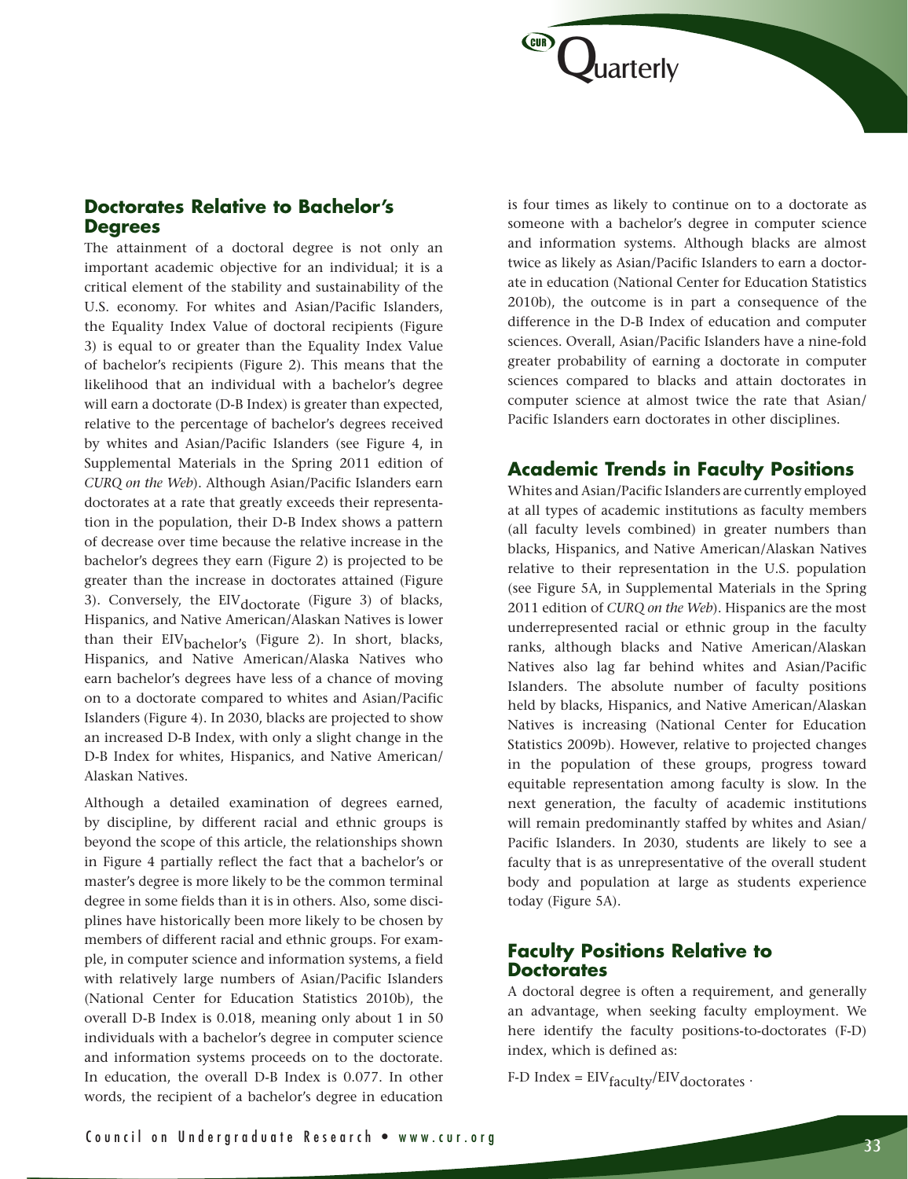## Doctorates Relative to Bachelor's Degrees

The attainment of a doctoral degree is not only an important academic objective for an individual; it is a critical element of the stability and sustainability of the U.S. economy. For whites and Asian/Pacific Islanders, the Equality Index Value of doctoral recipients (Figure 3) is equal to or greater than the Equality Index Value of bachelor's recipients (Figure 2). This means that the likelihood that an individual with a bachelor's degree will earn a doctorate (D-B Index) is greater than expected, relative to the percentage of bachelor's degrees received by whites and Asian/Pacific Islanders (see Figure 4, in Supplemental Materials in the Spring 2011 edition of *CURQ on the Web*). Although Asian/Pacific Islanders earn doctorates at a rate that greatly exceeds their representation in the population, their D-B Index shows a pattern of decrease over time because the relative increase in the bachelor's degrees they earn (Figure 2) is projected to be greater than the increase in doctorates attained (Figure 3). Conversely, the $EIV_{doctorate}$ (Figure 3) of blacks, Hispanics, and Native American/Alaskan Natives is lower than their $EIV_{bachelor's}$ (Figure 2). In short, blacks, Hispanics, and Native American/Alaska Natives who earn bachelor's degrees have less of a chance of moving on to a doctorate compared to whites and Asian/Pacific Islanders (Figure 4). In 2030, blacks are projected to show an increased D-B Index, with only a slight change in the D-B Index for whites, Hispanics, and Native American/Alaskan Natives.

Although a detailed examination of degrees earned, by discipline, by different racial and ethnic groups is beyond the scope of this article, the relationships shown in Figure 4 partially reflect the fact that a bachelor's or master's degree is more likely to be the common terminal degree in some fields than it is in others. Also, some disciplines have historically been more likely to be chosen by members of different racial and ethnic groups. For example, in computer science and information systems, a field with relatively large numbers of Asian/Pacific Islanders (National Center for Education Statistics 2010b), the overall D-B Index is 0.018, meaning only about 1 in 50 individuals with a bachelor's degree in computer science and information systems proceeds on to the doctorate. In education, the overall D-B Index is 0.077. In other words, the recipient of a bachelor's degree in education is four times as likely to continue on to a doctorate as someone with a bachelor's degree in computer science and information systems. Although blacks are almost twice as likely as Asian/Pacific Islanders to earn a doctorate in education (National Center for Education Statistics 2010b), the outcome is in part a consequence of the difference in the D-B Index of education and computer sciences. Overall, Asian/Pacific Islanders have a nine-fold greater probability of earning a doctorate in computer sciences compared to blacks and attain doctorates in computer science at almost twice the rate that Asian/Pacific Islanders earn doctorates in other disciplines.

## Academic Trends in Faculty Positions

Whites and Asian/Pacific Islanders are currently employed at all types of academic institutions as faculty members (all faculty levels combined) in greater numbers than blacks, Hispanics, and Native American/Alaskan Natives relative to their representation in the U.S. population (see Figure 5A, in Supplemental Materials in the Spring 2011 edition of *CURQ on the Web*). Hispanics are the most underrepresented racial or ethnic group in the faculty ranks, although blacks and Native American/Alaskan Natives also lag far behind whites and Asian/Pacific Islanders. The absolute number of faculty positions held by blacks, Hispanics, and Native American/Alaskan Natives is increasing (National Center for Education Statistics 2009b). However, relative to projected changes in the population of these groups, progress toward equitable representation among faculty is slow. In the next generation, the faculty of academic institutions will remain predominantly staffed by whites and Asian/Pacific Islanders. In 2030, students are likely to see a faculty that is as unrepresentative of the overall student body and population at large as students experience today (Figure 5A).

## Faculty Positions Relative to Doctorates

A doctoral degree is often a requirement, and generally an advantage, when seeking faculty employment. We here identify the faculty positions-to-doctorates (F-D) index, which is defined as:

F-D Index = $EIV_{faculty}/EIV_{doctorates}$ .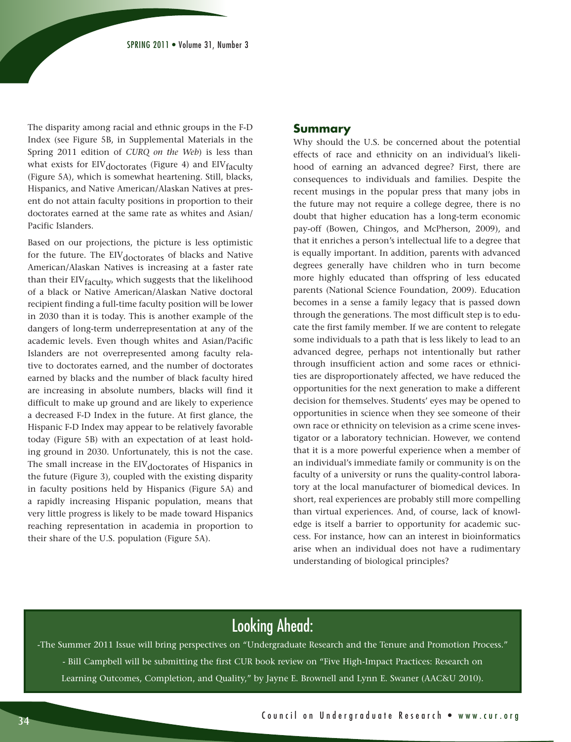The disparity among racial and ethnic groups in the F-D Index (see Figure 5B, in Supplemental Materials in the Spring 2011 edition of *CURQ on the Web*) is less than what exists for $EIV_{doctorates}$ (Figure 4) and $EIV_{faculty}$ (Figure 5A), which is somewhat heartening. Still, blacks, Hispanics, and Native American/Alaskan Natives at present do not attain faculty positions in proportion to their doctorates earned at the same rate as whites and Asian/Pacific Islanders.

Based on our projections, the picture is less optimistic for the future. The $EIV_{doctorates}$ of blacks and Native American/Alaskan Natives is increasing at a faster rate than their $EIV_{faculty}$, which suggests that the likelihood of a black or Native American/Alaskan Native doctoral recipient finding a full-time faculty position will be lower in 2030 than it is today. This is another example of the dangers of long-term underrepresentation at any of the academic levels. Even though whites and Asian/Pacific Islanders are not overrepresented among faculty relative to doctorates earned, and the number of doctorates earned by blacks and the number of black faculty hired are increasing in absolute numbers, blacks will find it difficult to make up ground and are likely to experience a decreased F-D Index in the future. At first glance, the Hispanic F-D Index may appear to be relatively favorable today (Figure 5B) with an expectation of at least holding ground in 2030. Unfortunately, this is not the case. The small increase in the $EIV_{doctorates}$ of Hispanics in the future (Figure 3), coupled with the existing disparity in faculty positions held by Hispanics (Figure 5A) and a rapidly increasing Hispanic population, means that very little progress is likely to be made toward Hispanics reaching representation in academia in proportion to their share of the U.S. population (Figure 5A).

## Summary

Why should the U.S. be concerned about the potential effects of race and ethnicity on an individual's likelihood of earning an advanced degree? First, there are consequences to individuals and families. Despite the recent musings in the popular press that many jobs in the future may not require a college degree, there is no doubt that higher education has a long-term economic pay-off (Bowen, Chingos, and McPherson, 2009), and that it enriches a person's intellectual life to a degree that is equally important. In addition, parents with advanced degrees generally have children who in turn become more highly educated than offspring of less educated parents (National Science Foundation, 2009). Education becomes in a sense a family legacy that is passed down through the generations. The most difficult step is to educate the first family member. If we are content to relegate some individuals to a path that is less likely to lead to an advanced degree, perhaps not intentionally but rather through insufficient action and some races or ethnicities are disproportionately affected, we have reduced the opportunities for the next generation to make a different decision for themselves. Students' eyes may be opened to opportunities in science when they see someone of their own race or ethnicity on television as a crime scene investigator or a laboratory technician. However, we contend that it is a more powerful experience when a member of an individual's immediate family or community is on the faculty of a university or runs the quality-control laboratory at the local manufacturer of biomedical devices. In short, real experiences are probably still more compelling than virtual experiences. And, of course, lack of knowledge is itself a barrier to opportunity for academic success. For instance, how can an interest in bioinformatics arise when an individual does not have a rudimentary understanding of biological principles?

## Looking Ahead:

-The Summer 2011 Issue will bring perspectives on "Undergraduate Research and the Tenure and Promotion Process."

- Bill Campbell will be submitting the first CUR book review on "Five High-Impact Practices: Research on Learning Outcomes, Completion, and Quality," by Jayne E. Brownell and Lynn E. Swaner (AAC&U 2010).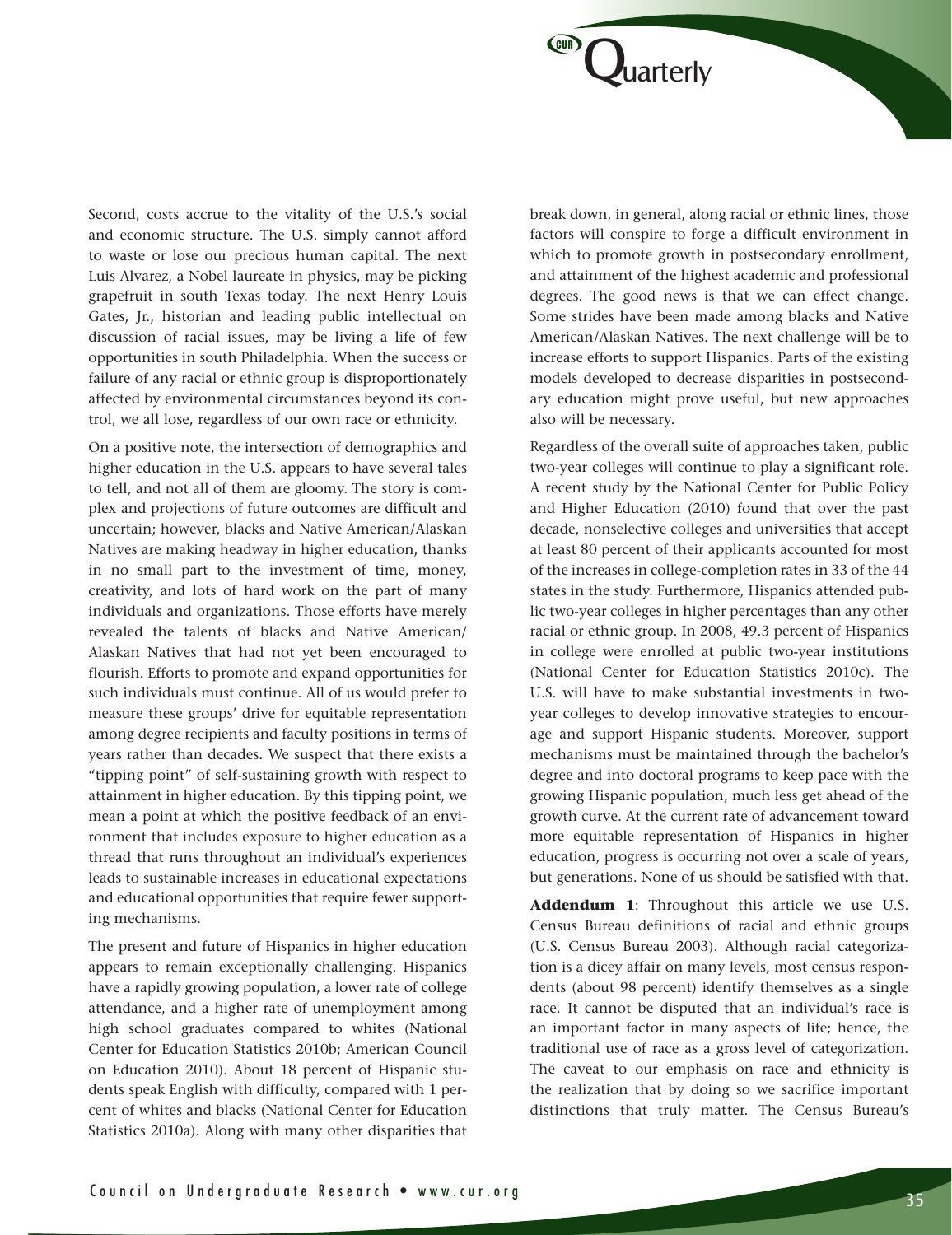Second, costs accrue to the vitality of the U.S.'s social and economic structure. The U.S. simply cannot afford to waste or lose our precious human capital. The next Luis Alvarez, a Nobel laureate in physics, may be picking grapefruit in south Texas today. The next Henry Louis Gates, Jr., historian and leading public intellectual on discussion of racial issues, may be living a life of few opportunities in south Philadelphia. When the success or failure of any racial or ethnic group is disproportionately affected by environmental circumstances beyond its control, we all lose, regardless of our own race or ethnicity.

On a positive note, the intersection of demographics and higher education in the U.S. appears to have several tales to tell, and not all of them are gloomy. The story is complex and projections of future outcomes are difficult and uncertain; however, blacks and Native American/Alaskan Natives are making headway in higher education, thanks in no small part to the investment of time, money, creativity, and lots of hard work on the part of many individuals and organizations. Those efforts have merely revealed the talents of blacks and Native American/Alaskan Natives that had not yet been encouraged to flourish. Efforts to promote and expand opportunities for such individuals must continue. All of us would prefer to measure these groups' drive for equitable representation among degree recipients and faculty positions in terms of years rather than decades. We suspect that there exists a "tipping point" of self-sustaining growth with respect to attainment in higher education. By this tipping point, we mean a point at which the positive feedback of an environment that includes exposure to higher education as a thread that runs throughout an individual's experiences leads to sustainable increases in educational expectations and educational opportunities that require fewer supporting mechanisms.

The present and future of Hispanics in higher education appears to remain exceptionally challenging. Hispanics have a rapidly growing population, a lower rate of college attendance, and a higher rate of unemployment among high school graduates compared to whites (National Center for Education Statistics 2010b; American Council on Education 2010). About 18 percent of Hispanic students speak English with difficulty, compared with 1 percent of whites and blacks (National Center for Education Statistics 2010a). Along with many other disparities that break down, in general, along racial or ethnic lines, those factors will conspire to forge a difficult environment in which to promote growth in postsecondary enrollment, and attainment of the highest academic and professional degrees. The good news is that we can effect change. Some strides have been made among blacks and Native American/Alaskan Natives. The next challenge will be to increase efforts to support Hispanics. Parts of the existing models developed to decrease disparities in postsecondary education might prove useful, but new approaches also will be necessary.

Regardless of the overall suite of approaches taken, public two-year colleges will continue to play a significant role. A recent study by the National Center for Public Policy and Higher Education (2010) found that over the past decade, nonselective colleges and universities that accept at least 80 percent of their applicants accounted for most of the increases in college-completion rates in 33 of the 44 states in the study. Furthermore, Hispanics attended public two-year colleges in higher percentages than any other racial or ethnic group. In 2008, 49.3 percent of Hispanics in college were enrolled at public two-year institutions (National Center for Education Statistics 2010c). The U.S. will have to make substantial investments in two-year colleges to develop innovative strategies to encourage and support Hispanic students. Moreover, support mechanisms must be maintained through the bachelor's degree and into doctoral programs to keep pace with the growing Hispanic population, much less get ahead of the growth curve. At the current rate of advancement toward more equitable representation of Hispanics in higher education, progress is occurring not over a scale of years, but generations. None of us should be satisfied with that.

**Addendum 1**: Throughout this article we use U.S. Census Bureau definitions of racial and ethnic groups (U.S. Census Bureau 2003). Although racial categorization is a dicey affair on many levels, most census respondents (about 98 percent) identify themselves as a single race. It cannot be disputed that an individual's race is an important factor in many aspects of life; hence, the traditional use of race as a gross level of categorization. The caveat to our emphasis on race and ethnicity is the realization that by doing so we sacrifice important distinctions that truly matter. The Census Bureau's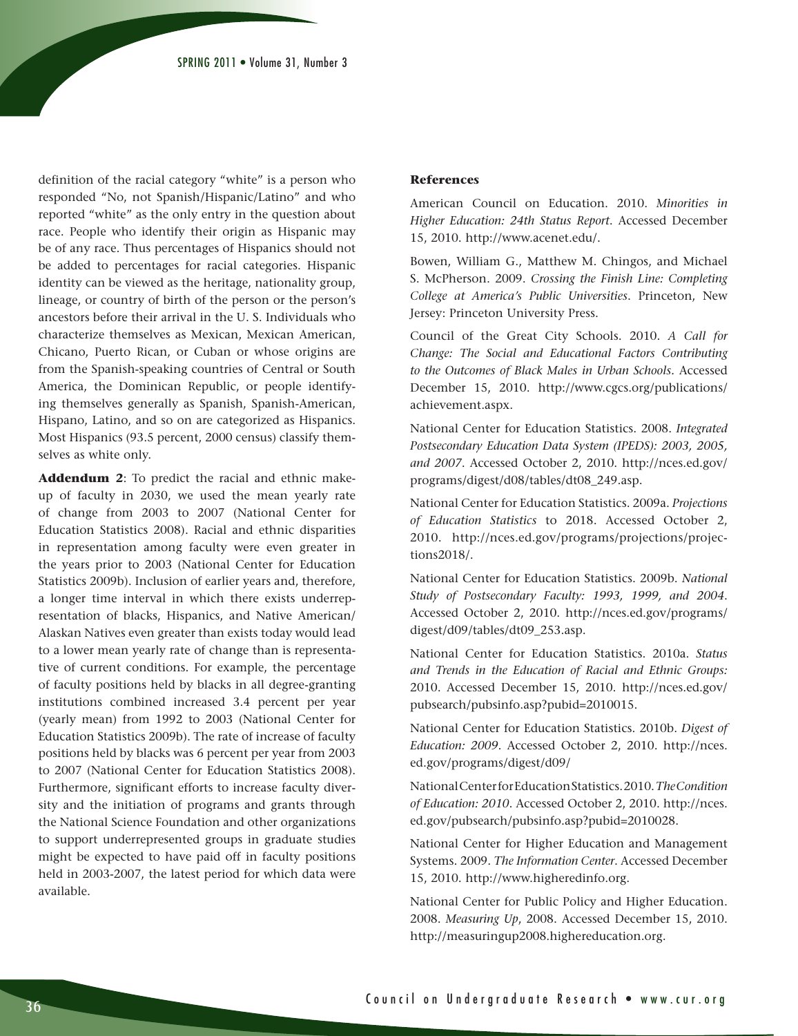definition of the racial category "white" is a person who responded "No, not Spanish/Hispanic/Latino" and who reported "white" as the only entry in the question about race. People who identify their origin as Hispanic may be of any race. Thus percentages of Hispanics should not be added to percentages for racial categories. Hispanic identity can be viewed as the heritage, nationality group, lineage, or country of birth of the person or the person's ancestors before their arrival in the U. S. Individuals who characterize themselves as Mexican, Mexican American, Chicano, Puerto Rican, or Cuban or whose origins are from the Spanish-speaking countries of Central or South America, the Dominican Republic, or people identifying themselves generally as Spanish, Spanish-American, Hispano, Latino, and so on are categorized as Hispanics. Most Hispanics (93.5 percent, 2000 census) classify themselves as white only.

**Addendum 2**: To predict the racial and ethnic makeup of faculty in 2030, we used the mean yearly rate of change from 2003 to 2007 (National Center for Education Statistics 2008). Racial and ethnic disparities in representation among faculty were even greater in the years prior to 2003 (National Center for Education Statistics 2009b). Inclusion of earlier years and, therefore, a longer time interval in which there exists underrepresentation of blacks, Hispanics, and Native American/Alaskan Natives even greater than exists today would lead to a lower mean yearly rate of change than is representative of current conditions. For example, the percentage of faculty positions held by blacks in all degree-granting institutions combined increased 3.4 percent per year (yearly mean) from 1992 to 2003 (National Center for Education Statistics 2009b). The rate of increase of faculty positions held by blacks was 6 percent per year from 2003 to 2007 (National Center for Education Statistics 2008). Furthermore, significant efforts to increase faculty diversity and the initiation of programs and grants through the National Science Foundation and other organizations to support underrepresented groups in graduate studies might be expected to have paid off in faculty positions held in 2003-2007, the latest period for which data were available.

### References

American Council on Education. 2010. *Minorities in Higher Education: 24th Status Report*. Accessed December 15, 2010. http://www.acenet.edu/.

Bowen, William G., Matthew M. Chingos, and Michael S. McPherson. 2009. *Crossing the Finish Line: Completing College at America's Public Universities*. Princeton, New Jersey: Princeton University Press.

Council of the Great City Schools. 2010. *A Call for Change: The Social and Educational Factors Contributing to the Outcomes of Black Males in Urban Schools*. Accessed December 15, 2010. http://www.cgcs.org/publications/achievement.aspx.

National Center for Education Statistics. 2008. *Integrated Postsecondary Education Data System (IPEDS): 2003, 2005, and 2007*. Accessed October 2, 2010. http://nces.ed.gov/programs/digest/d08/tables/dt08_249.asp.

National Center for Education Statistics. 2009a. *Projections of Education Statistics* to 2018. Accessed October 2, 2010. http://nces.ed.gov/programs/projections/projections2018/.

National Center for Education Statistics. 2009b. *National Study of Postsecondary Faculty: 1993, 1999, and 2004*. Accessed October 2, 2010. http://nces.ed.gov/programs/digest/d09/tables/dt09_253.asp.

National Center for Education Statistics. 2010a. *Status and Trends in the Education of Racial and Ethnic Groups:* 2010. Accessed December 15, 2010. http://nces.ed.gov/pubsearch/pubsinfo.asp?pubid=2010015.

National Center for Education Statistics. 2010b. *Digest of Education: 2009*. Accessed October 2, 2010. http://nces.ed.gov/programs/digest/d09/

National Center for Education Statistics. 2010. *The Condition of Education: 2010*. Accessed October 2, 2010. http://nces.ed.gov/pubsearch/pubsinfo.asp?pubid=2010028.

National Center for Higher Education and Management Systems. 2009. *The Information Center*. Accessed December 15, 2010. http://www.higheredinfo.org.

National Center for Public Policy and Higher Education. 2008. *Measuring Up*, 2008. Accessed December 15, 2010. http://measuringup2008.highereducation.org.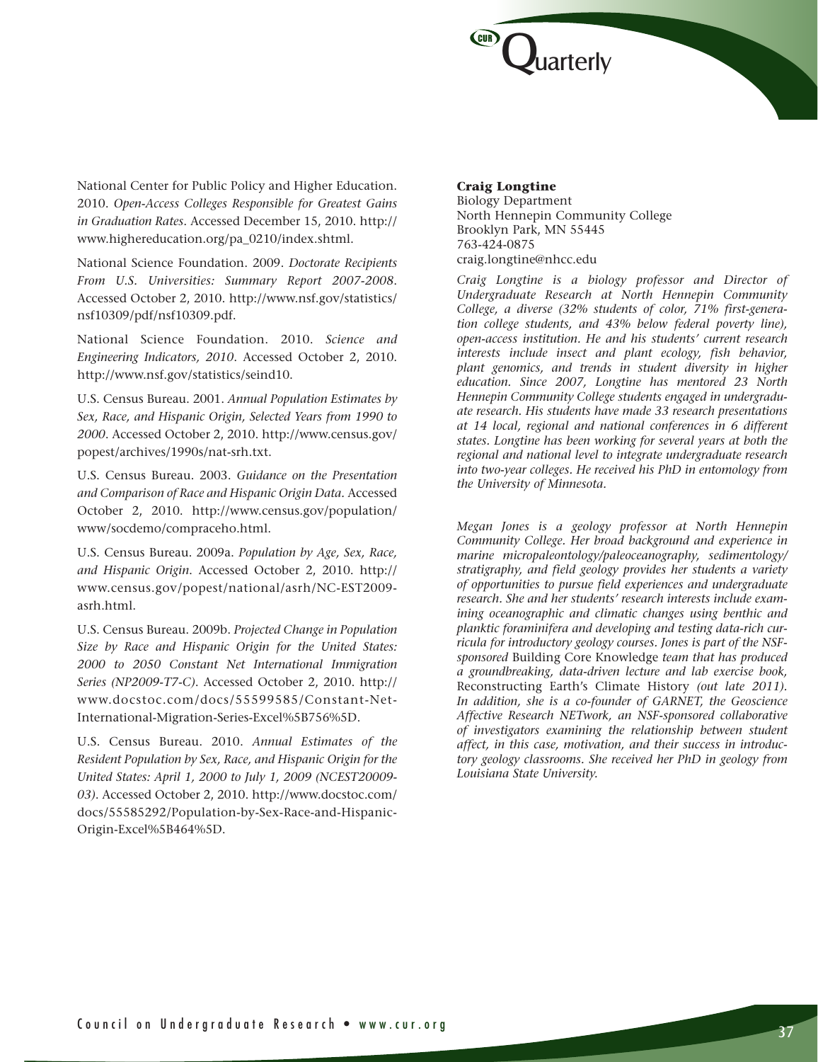National Center for Public Policy and Higher Education. 2010. *Open-Access Colleges Responsible for Greatest Gains in Graduation Rates*. Accessed December 15, 2010. http://www.highereducation.org/pa_0210/index.shtml.

National Science Foundation. 2009. *Doctorate Recipients From U.S. Universities: Summary Report 2007-2008*. Accessed October 2, 2010. http://www.nsf.gov/statistics/nsf10309/pdf/nsf10309.pdf.

National Science Foundation. 2010. *Science and Engineering Indicators, 2010*. Accessed October 2, 2010. http://www.nsf.gov/statistics/seind10.

U.S. Census Bureau. 2001. *Annual Population Estimates by Sex, Race, and Hispanic Origin, Selected Years from 1990 to 2000*. Accessed October 2, 2010. http://www.census.gov/popest/archives/1990s/nat-srh.txt.

U.S. Census Bureau. 2003. *Guidance on the Presentation and Comparison of Race and Hispanic Origin Data*. Accessed October 2, 2010. http://www.census.gov/population/www/socdemo/compraceho.html.

U.S. Census Bureau. 2009a. *Population by Age, Sex, Race, and Hispanic Origin*. Accessed October 2, 2010. http://www.census.gov/popest/national/asrh/NC-EST2009-asrh.html.

U.S. Census Bureau. 2009b. *Projected Change in Population Size by Race and Hispanic Origin for the United States: 2000 to 2050 Constant Net International Immigration Series (NP2009-T7-C)*. Accessed October 2, 2010. http://www.docstoc.com/docs/55599585/Constant-Net-International-Migration-Series-Excel%5B756%5D.

U.S. Census Bureau. 2010. *Annual Estimates of the Resident Population by Sex, Race, and Hispanic Origin for the United States: April 1, 2000 to July 1, 2009 (NCEST20009-03)*. Accessed October 2, 2010. http://www.docstoc.com/docs/55585292/Population-by-Sex-Race-and-Hispanic-Origin-Excel%5B464%5D.

**Craig Longtine**
Biology Department
North Hennepin Community College
Brooklyn Park, MN 55445
763-424-0875
craig.longtine@nhcc.edu

*Craig Longtine is a biology professor and Director of Undergraduate Research at North Hennepin Community College, a diverse (32% students of color, 71% first-generation college students, and 43% below federal poverty line), open-access institution. He and his students' current research interests include insect and plant ecology, fish behavior, plant genomics, and trends in student diversity in higher education. Since 2007, Longtine has mentored 23 North Hennepin Community College students engaged in undergraduate research. His students have made 33 research presentations at 14 local, regional and national conferences in 6 different states. Longtine has been working for several years at both the regional and national level to integrate undergraduate research into two-year colleges. He received his PhD in entomology from the University of Minnesota.*

*Megan Jones is a geology professor at North Hennepin Community College. Her broad background and experience in marine micropaleontology/paleoceanography, sedimentology/stratigraphy, and field geology provides her students a variety of opportunities to pursue field experiences and undergraduate research. She and her students' research interests include examining oceanographic and climatic changes using benthic and planktic foraminifera and developing and testing data-rich curricula for introductory geology courses. Jones is part of the NSF-sponsored* Building Core Knowledge *team that has produced a groundbreaking, data-driven lecture and lab exercise book,* Reconstructing Earth's Climate History *(out late 2011). In addition, she is a co-founder of GARNET, the Geoscience Affective Research NETwork, an NSF-sponsored collaborative of investigators examining the relationship between student affect, in this case, motivation, and their success in introductory geology classrooms. She received her PhD in geology from Louisiana State University.*